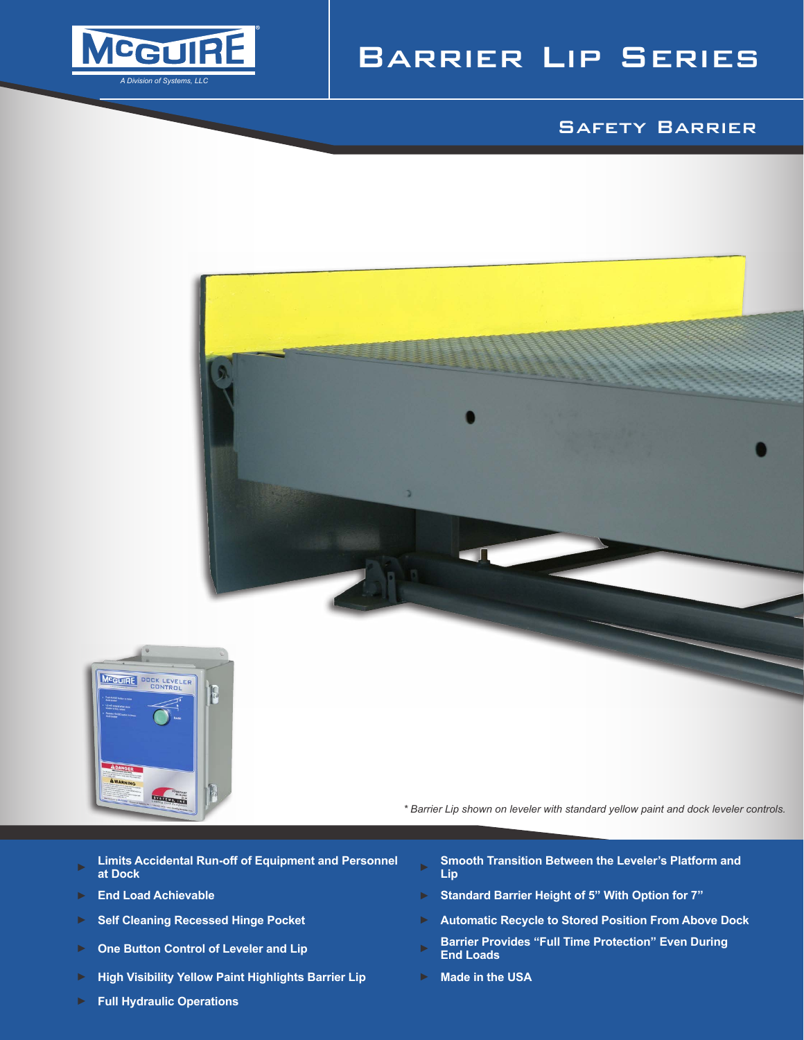McGUIRE®

*A Division of Systems, LLC*

# Barrier Lip Series

## Safety Barrier

*\* Barrier Lip shown on leveler with standard yellow paint and dock leveler controls.*

- **Limits Accidental Run-off of Equipment and Personnel at Dock**
- **End Load Achievable**
- **Self Cleaning Recessed Hinge Pocket**
- **One Button Control of Leveler and Lip**
- **High Visibility Yellow Paint Highlights Barrier Lip**
- **Full Hydraulic Operations**
- **Smooth Transition Between the Leveler's Platform and Lip**
- **Standard Barrier Height of 5" With Option for 7"**
- **Automatic Recycle to Stored Position From Above Dock**
- **Barrier Provides "Full Time Protection" Even During End Loads**
- **Made in the USA**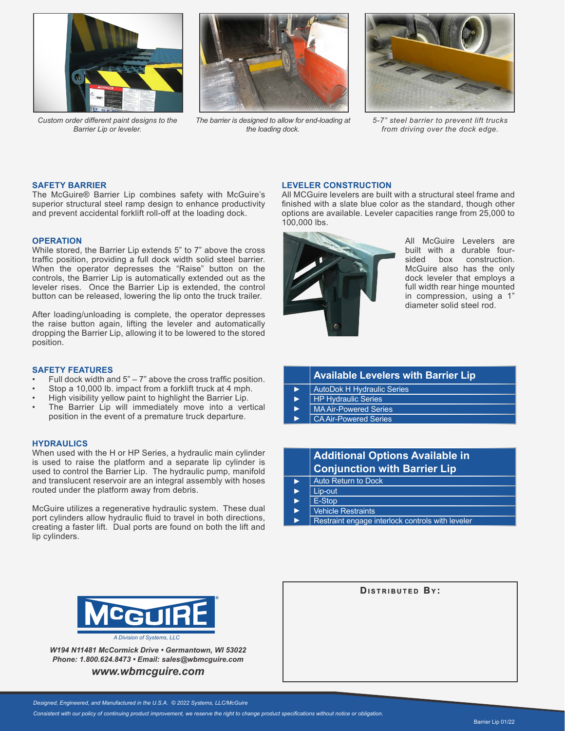*Custom order different paint designs to the Barrier Lip or leveler.*

*The barrier is designed to allow for end-loading at the loading dock.*

*5-7" steel barrier to prevent lift trucks from driving over the dock edge.*

## SAFETY BARRIER

The McGuire® Barrier Lip combines safety with McGuire's superior structural steel ramp design to enhance productivity and prevent accidental forklift roll-off at the loading dock.

## OPERATION

While stored, the Barrier Lip extends 5" to 7" above the cross traffic position, providing a full dock width solid steel barrier. When the operator depresses the "Raise" button on the controls, the Barrier Lip is automatically extended out as the leveler rises. Once the Barrier Lip is extended, the control button can be released, lowering the lip onto the truck trailer.

After loading/unloading is complete, the operator depresses the raise button again, lifting the leveler and automatically dropping the Barrier Lip, allowing it to be lowered to the stored position.

## SAFETY FEATURES

- Full dock width and 5" – 7" above the cross traffic position.
- Stop a 10,000 lb. impact from a forklift truck at 4 mph.
- High visibility yellow paint to highlight the Barrier Lip.
- The Barrier Lip will immediately move into a vertical position in the event of a premature truck departure.

## HYDRAULICS

When used with the H or HP Series, a hydraulic main cylinder is used to raise the platform and a separate lip cylinder is used to control the Barrier Lip. The hydraulic pump, manifold and translucent reservoir are an integral assembly with hoses routed under the platform away from debris.

McGuire utilizes a regenerative hydraulic system. These dual port cylinders allow hydraulic fluid to travel in both directions, creating a faster lift. Dual ports are found on both the lift and lip cylinders.

## LEVELER CONSTRUCTION

All MCGuire levelers are built with a structural steel frame and finished with a slate blue color as the standard, though other options are available. Leveler capacities range from 25,000 to 100,000 lbs.

All McGuire Levelers are built with a durable four-sided box construction. McGuire also has the only dock leveler that employs a full width rear hinge mounted in compression, using a 1" diameter solid steel rod.

| | Available Levelers with Barrier Lip |
|---|---|
| ► | AutoDok H Hydraulic Series |
| ► | HP Hydraulic Series |
| ► | MA Air-Powered Series |
| ► | CA Air-Powered Series |

| | Additional Options Available in Conjunction with Barrier Lip |
|---|---|
| ► | Auto Return to Dock |
| ► | Lip-out |
| ► | E-Stop |
| ► | Vehicle Restraints |
| ► | Restraint engage interlock controls with leveler |

**McGUIRE®**

*A Division of Systems, LLC*

***W194 N11481 McCormick Drive • Germantown, WI 53022***
***Phone: 1.800.624.8473 • Email: sales@wbmcguire.com***

***www.wbmcguire.com***

**DISTRIBUTED BY:**

*Designed, Engineered, and Manufactured in the U.S.A. © 2022 Systems, LLC/McGuire*

*Consistent with our policy of continuing product improvement, we reserve the right to change product specifications without notice or obligation.*

Barrier Lip 01/22